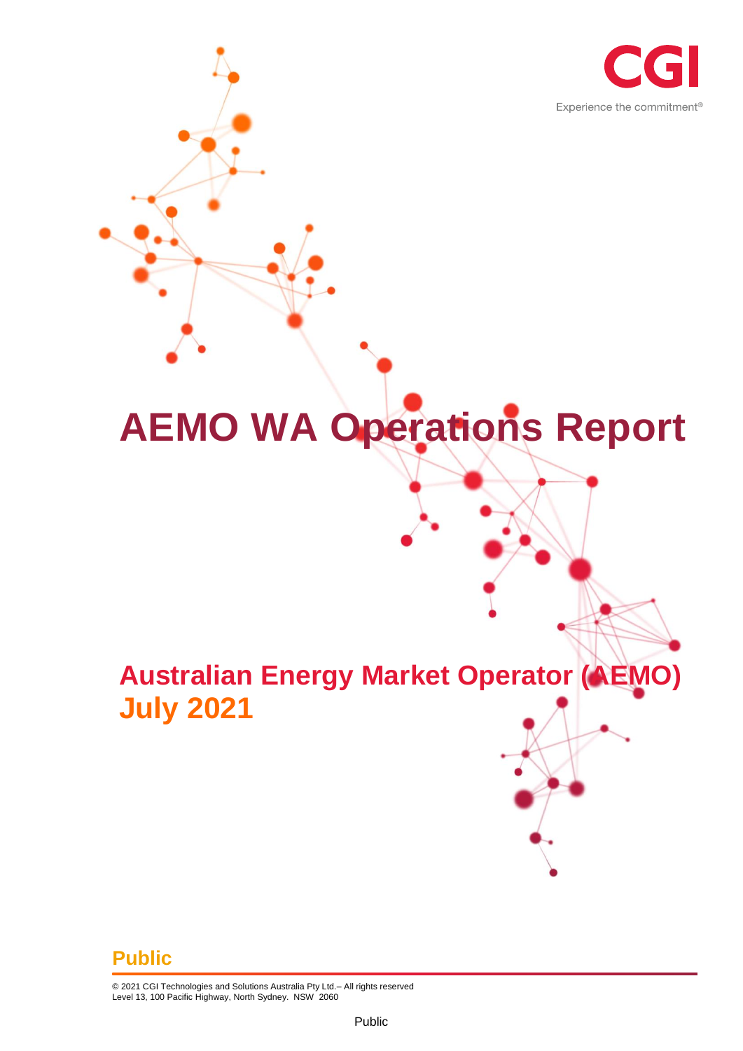CGI

Experience the commitment®

# AEMO WA Operations Report

## Australian Energy Market Operator (AEMO)
## July 2021

**Public**

© 2021 CGI Technologies and Solutions Australia Pty Ltd.– All rights reserved
Level 13, 100 Pacific Highway, North Sydney. NSW 2060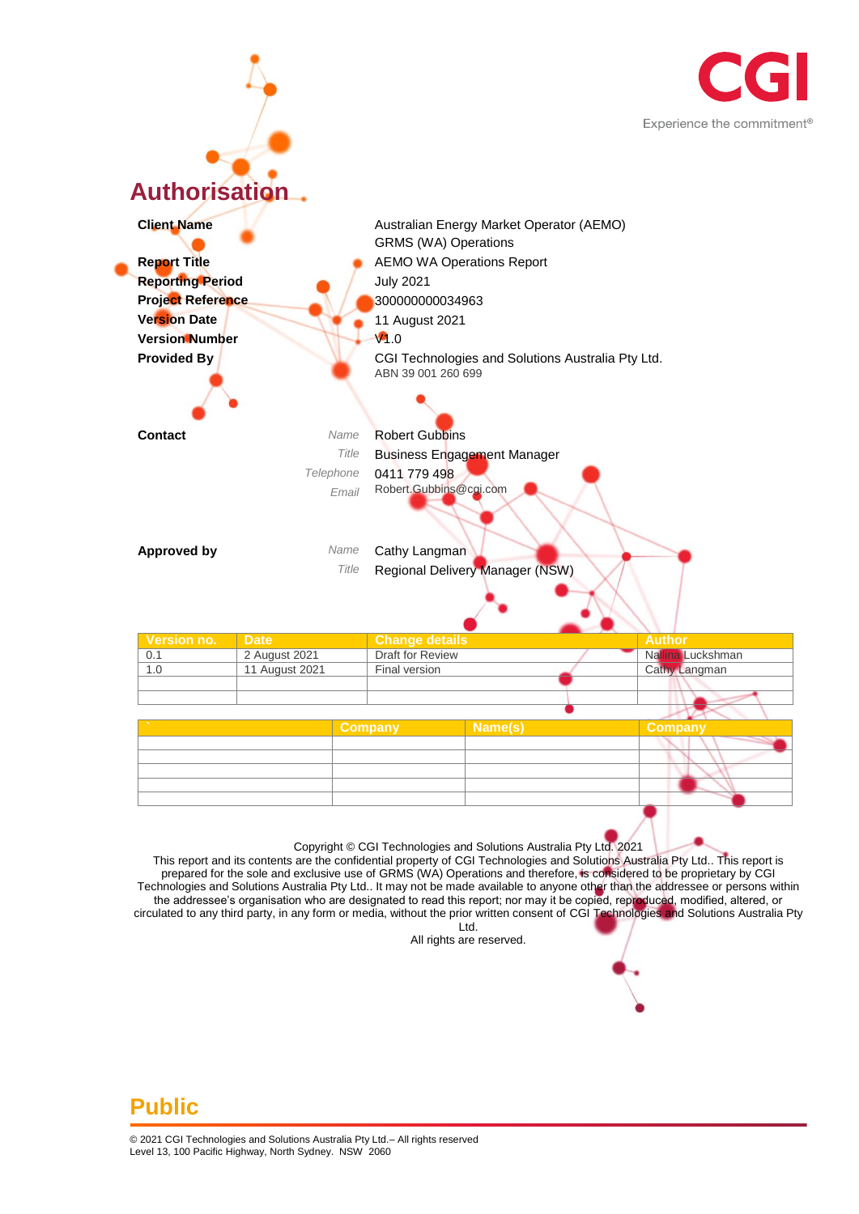# Authorisation

| | |
|---|---|
| **Client Name** | Australian Energy Market Operator (AEMO) GRMS (WA) Operations |
| **Report Title** | AEMO WA Operations Report |
| **Reporting Period** | July 2021 |
| **Project Reference** | 300000000034963 |
| **Version Date** | 11 August 2021 |
| **Version Number** | V1.0 |
| **Provided By** | CGI Technologies and Solutions Australia Pty Ltd. ABN 39 001 260 699 |

**Contact**

| | |
|---|---|
| *Name* | Robert Gubbins |
| *Title* | Business Engagement Manager |
| *Telephone* | 0411 779 498 |
| *Email* | Robert.Gubbins@cgi.com |

**Approved by**

| | |
|---|---|
| *Name* | Cathy Langman |
| *Title* | Regional Delivery Manager (NSW) |

| Version no. | Date | Change details | Author |
|---|---|---|---|
| 0.1 | 2 August 2021 | Draft for Review | Nallina Luckshman |
| 1.0 | 11 August 2021 | Final version | Cathy Langman |
| | | | |
| | | | |

| ` | Company | Name(s) | Company |
|---|---|---|---|
| | | | |
| | | | |
| | | | |
| | | | |
| | | | |

Copyright © CGI Technologies and Solutions Australia Pty Ltd. 2021
This report and its contents are the confidential property of CGI Technologies and Solutions Australia Pty Ltd.. This report is prepared for the sole and exclusive use of GRMS (WA) Operations and therefore, is considered to be proprietary by CGI Technologies and Solutions Australia Pty Ltd.. It may not be made available to anyone other than the addressee or persons within the addressee's organisation who are designated to read this report; nor may it be copied, reproduced, modified, altered, or circulated to any third party, in any form or media, without the prior written consent of CGI Technologies and Solutions Australia Pty Ltd.
All rights are reserved.

**Public**

© 2021 CGI Technologies and Solutions Australia Pty Ltd.– All rights reserved
Level 13, 100 Pacific Highway, North Sydney. NSW 2060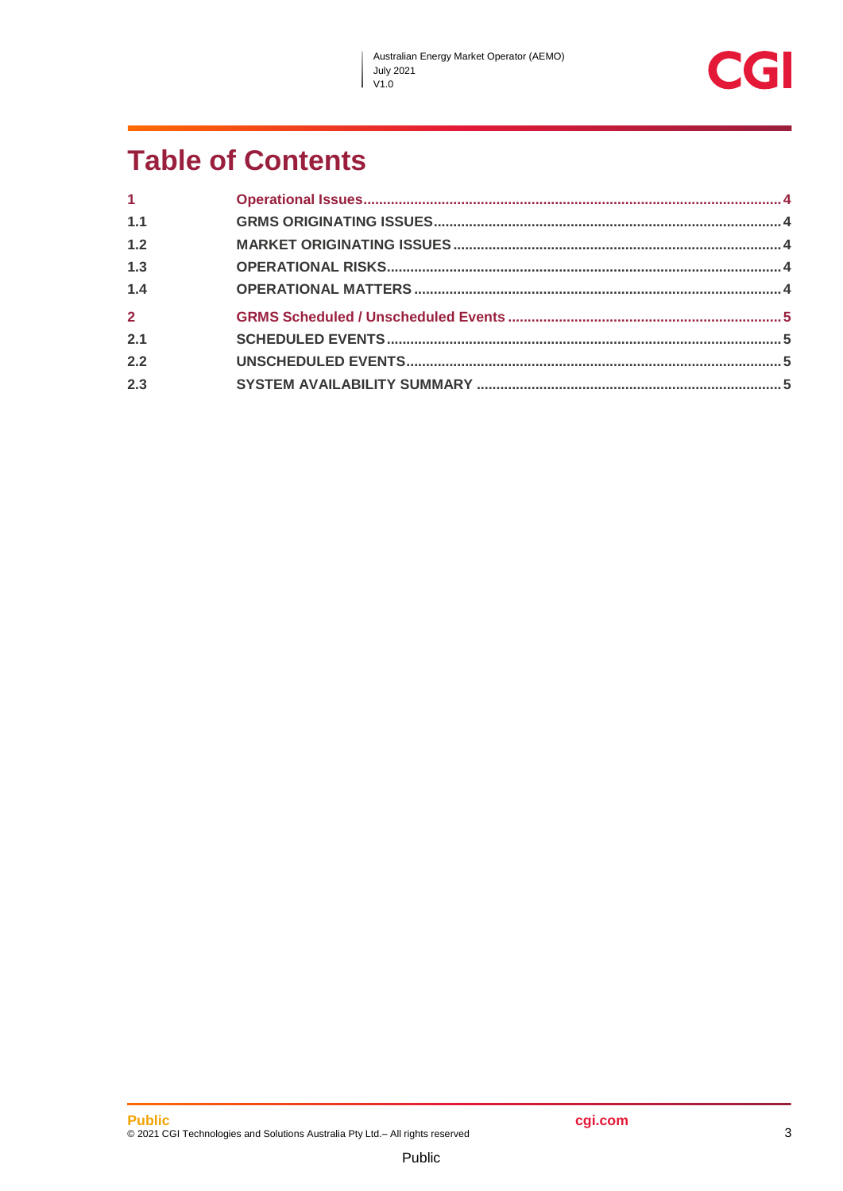# Table of Contents

| | | |
|---|---|---|
| 1 | Operational Issues | 4 |
| 1.1 | GRMS ORIGINATING ISSUES | 4 |
| 1.2 | MARKET ORIGINATING ISSUES | 4 |
| 1.3 | OPERATIONAL RISKS | 4 |
| 1.4 | OPERATIONAL MATTERS | 4 |
| 2 | GRMS Scheduled / Unscheduled Events | 5 |
| 2.1 | SCHEDULED EVENTS | 5 |
| 2.2 | UNSCHEDULED EVENTS | 5 |
| 2.3 | SYSTEM AVAILABILITY SUMMARY | 5 |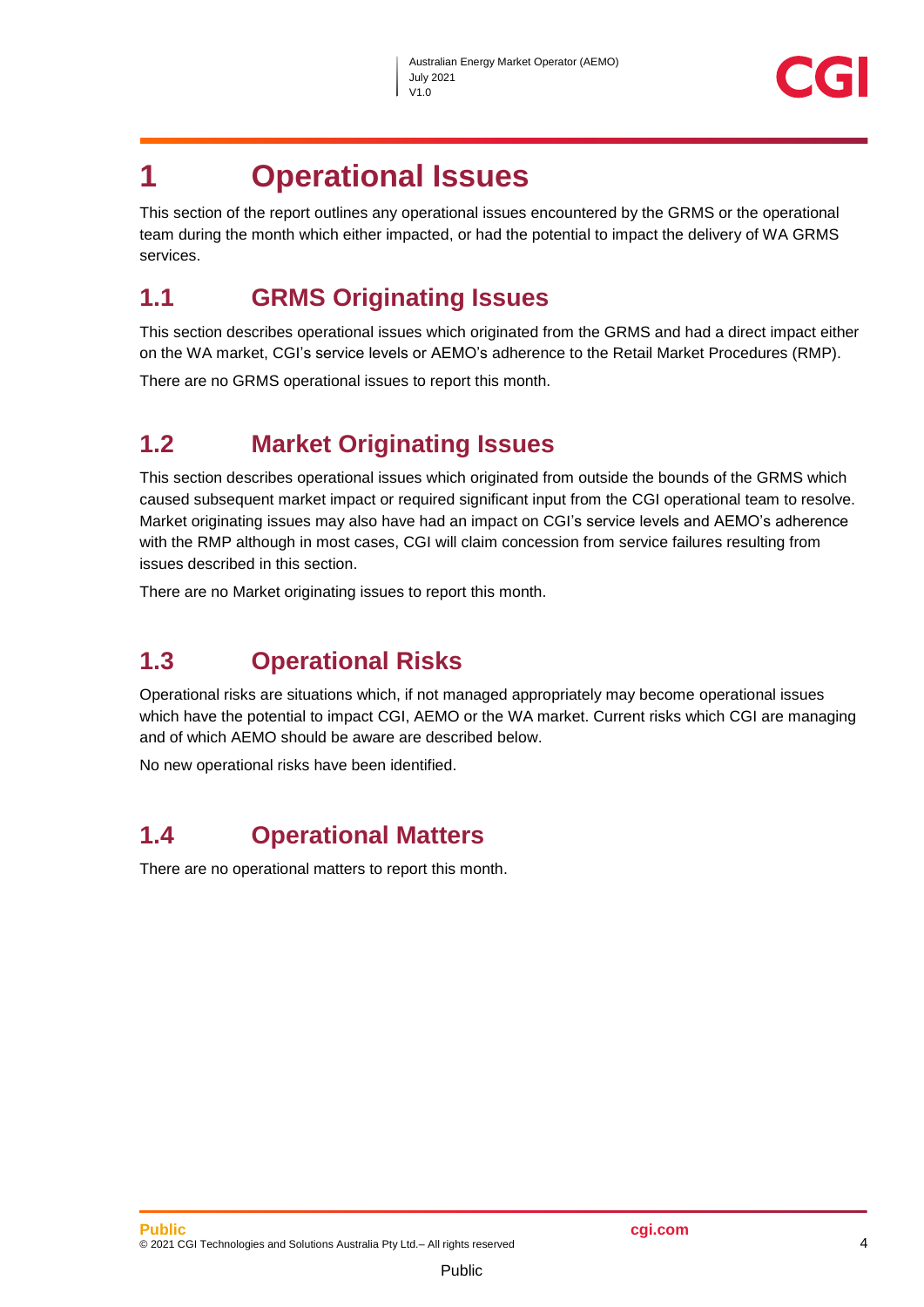# 1 Operational Issues

This section of the report outlines any operational issues encountered by the GRMS or the operational team during the month which either impacted, or had the potential to impact the delivery of WA GRMS services.

## 1.1 GRMS Originating Issues

This section describes operational issues which originated from the GRMS and had a direct impact either on the WA market, CGI's service levels or AEMO's adherence to the Retail Market Procedures (RMP).

There are no GRMS operational issues to report this month.

## 1.2 Market Originating Issues

This section describes operational issues which originated from outside the bounds of the GRMS which caused subsequent market impact or required significant input from the CGI operational team to resolve. Market originating issues may also have had an impact on CGI's service levels and AEMO's adherence with the RMP although in most cases, CGI will claim concession from service failures resulting from issues described in this section.

There are no Market originating issues to report this month.

## 1.3 Operational Risks

Operational risks are situations which, if not managed appropriately may become operational issues which have the potential to impact CGI, AEMO or the WA market. Current risks which CGI are managing and of which AEMO should be aware are described below.

No new operational risks have been identified.

## 1.4 Operational Matters

There are no operational matters to report this month.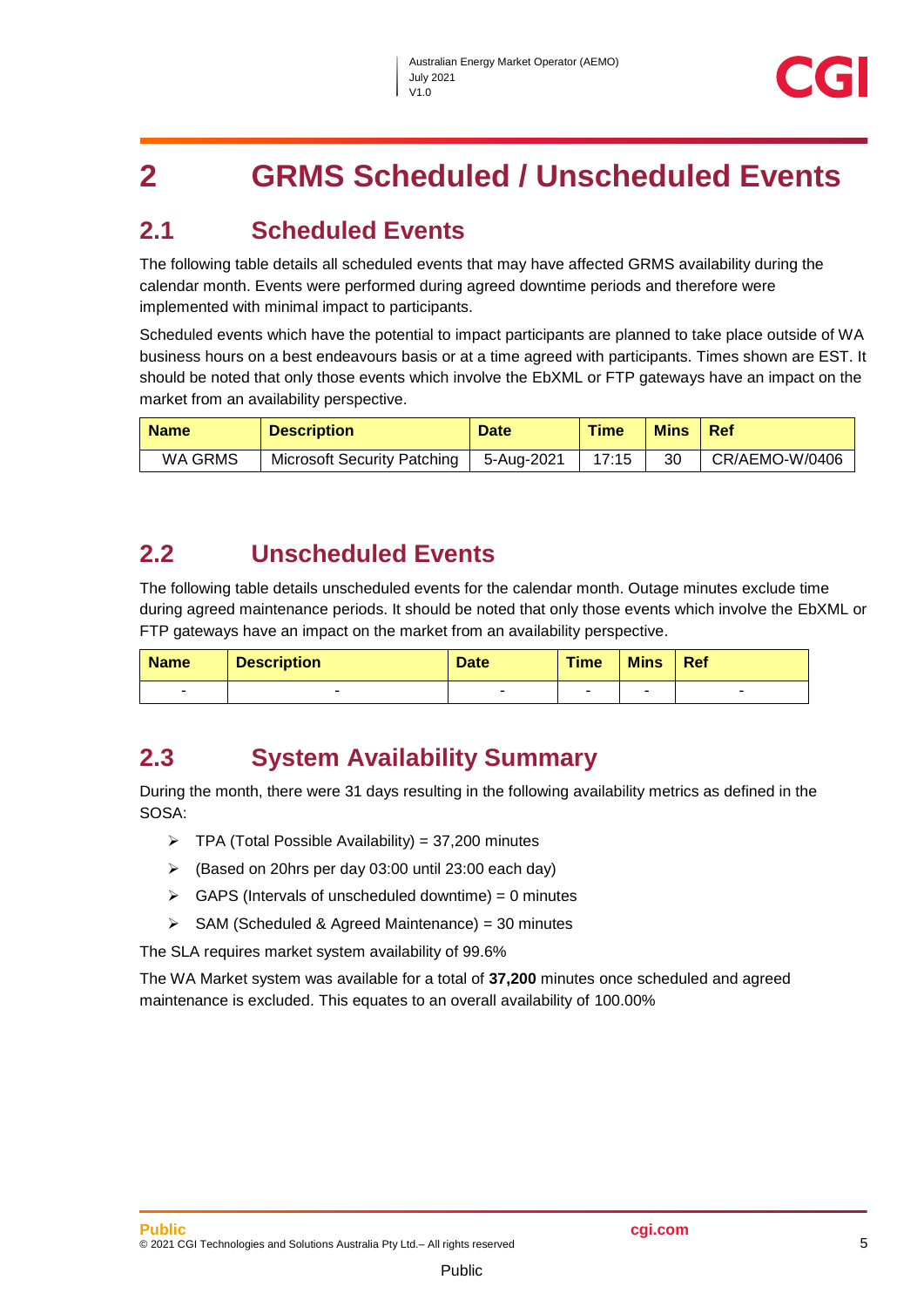# 2 GRMS Scheduled / Unscheduled Events

## 2.1 Scheduled Events

The following table details all scheduled events that may have affected GRMS availability during the calendar month. Events were performed during agreed downtime periods and therefore were implemented with minimal impact to participants.

Scheduled events which have the potential to impact participants are planned to take place outside of WA business hours on a best endeavours basis or at a time agreed with participants. Times shown are EST. It should be noted that only those events which involve the EbXML or FTP gateways have an impact on the market from an availability perspective.

| Name | Description | Date | Time | Mins | Ref |
|---|---|---|---|---|---|
| WA GRMS | Microsoft Security Patching | 5-Aug-2021 | 17:15 | 30 | CR/AEMO-W/0406 |

## 2.2 Unscheduled Events

The following table details unscheduled events for the calendar month. Outage minutes exclude time during agreed maintenance periods. It should be noted that only those events which involve the EbXML or FTP gateways have an impact on the market from an availability perspective.

| Name | Description | Date | Time | Mins | Ref |
|---|---|---|---|---|---|
| - | - | - | - | - | - |

## 2.3 System Availability Summary

During the month, there were 31 days resulting in the following availability metrics as defined in the SOSA:

- TPA (Total Possible Availability) = 37,200 minutes
- (Based on 20hrs per day 03:00 until 23:00 each day)
- GAPS (Intervals of unscheduled downtime) = 0 minutes
- SAM (Scheduled & Agreed Maintenance) = 30 minutes

The SLA requires market system availability of 99.6%

The WA Market system was available for a total of **37,200** minutes once scheduled and agreed maintenance is excluded. This equates to an overall availability of 100.00%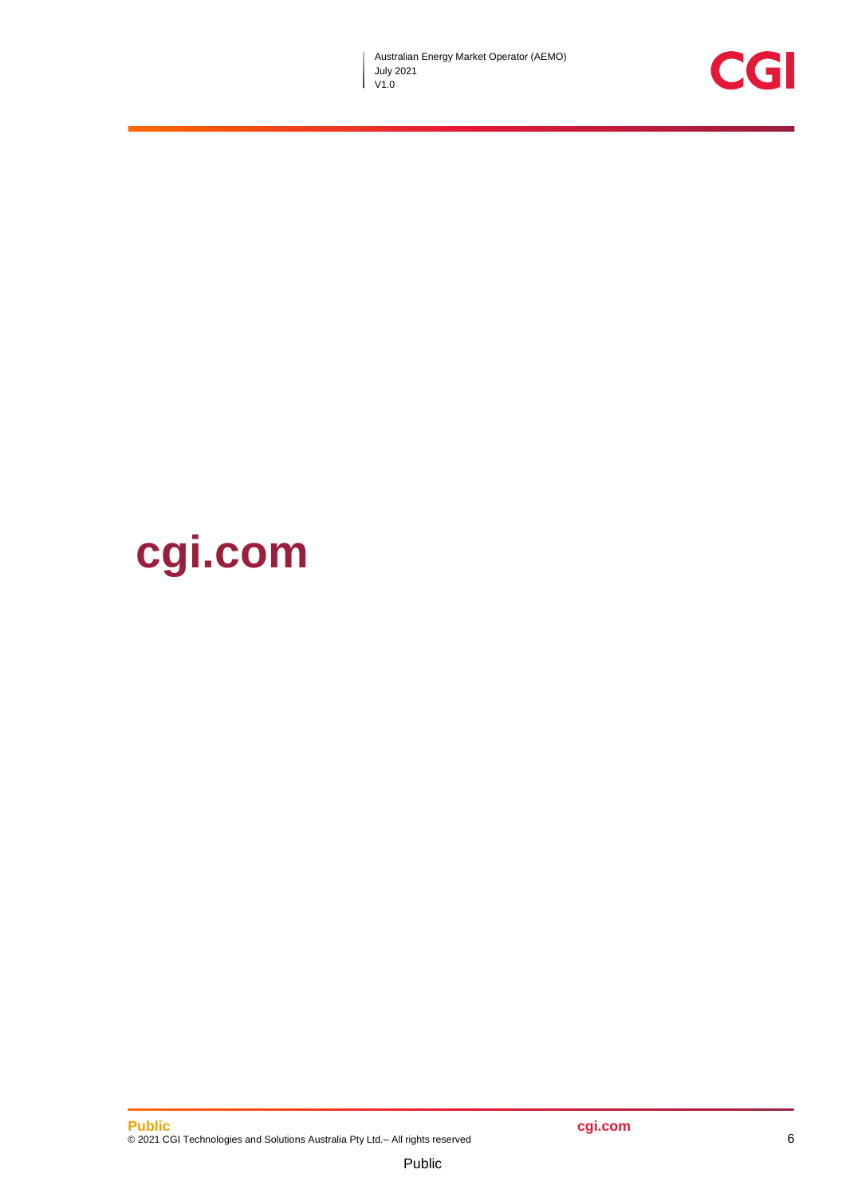cgi.com